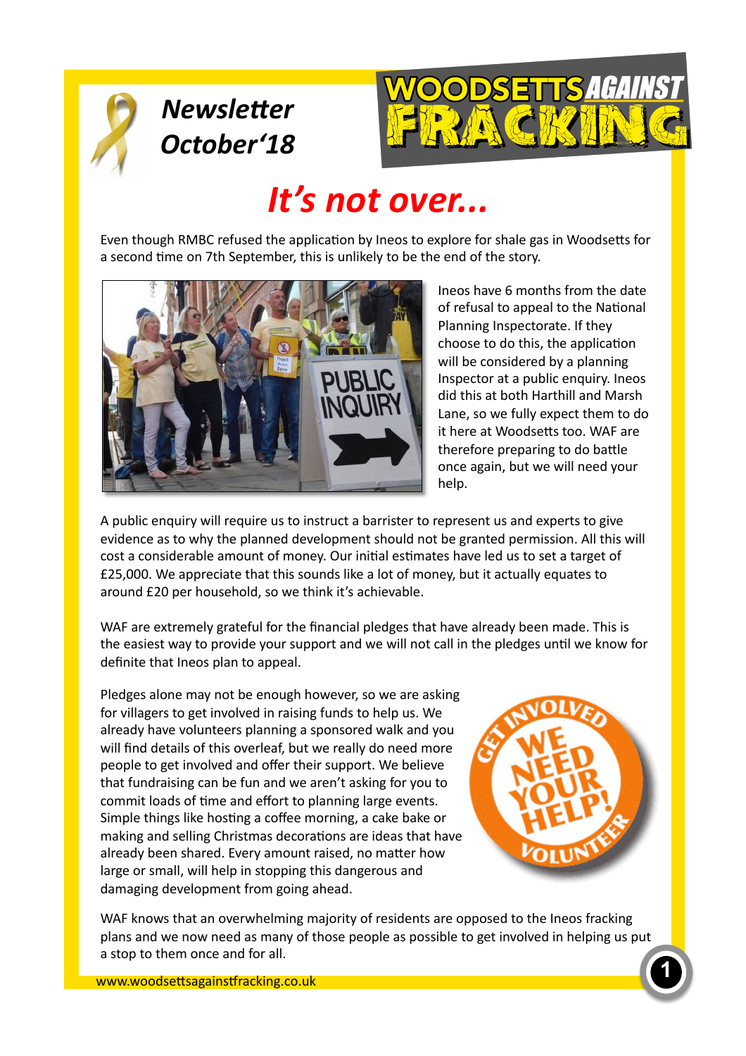*Newsletter October'18*

WOODSETTS AGAINST FRACKING

# It's not over...

Even though RMBC refused the application by Ineos to explore for shale gas in Woodsetts for a second time on 7th September, this is unlikely to be the end of the story.

Ineos have 6 months from the date of refusal to appeal to the National Planning Inspectorate. If they choose to do this, the application will be considered by a planning Inspector at a public enquiry. Ineos did this at both Harthill and Marsh Lane, so we fully expect them to do it here at Woodsetts too. WAF are therefore preparing to do battle once again, but we will need your help.

A public enquiry will require us to instruct a barrister to represent us and experts to give evidence as to why the planned development should not be granted permission. All this will cost a considerable amount of money. Our initial estimates have led us to set a target of £25,000. We appreciate that this sounds like a lot of money, but it actually equates to around £20 per household, so we think it's achievable.

WAF are extremely grateful for the financial pledges that have already been made. This is the easiest way to provide your support and we will not call in the pledges until we know for definite that Ineos plan to appeal.

Pledges alone may not be enough however, so we are asking for villagers to get involved in raising funds to help us. We already have volunteers planning a sponsored walk and you will find details of this overleaf, but we really do need more people to get involved and offer their support. We believe that fundraising can be fun and we aren't asking for you to commit loads of time and effort to planning large events. Simple things like hosting a coffee morning, a cake bake or making and selling Christmas decorations are ideas that have already been shared. Every amount raised, no matter how large or small, will help in stopping this dangerous and damaging development from going ahead.

GET INVOLVED — WE NEED YOUR HELP! — VOLUNTEER

WAF knows that an overwhelming majority of residents are opposed to the Ineos fracking plans and we now need as many of those people as possible to get involved in helping us put a stop to them once and for all.

www.woodsettsagainstfracking.co.uk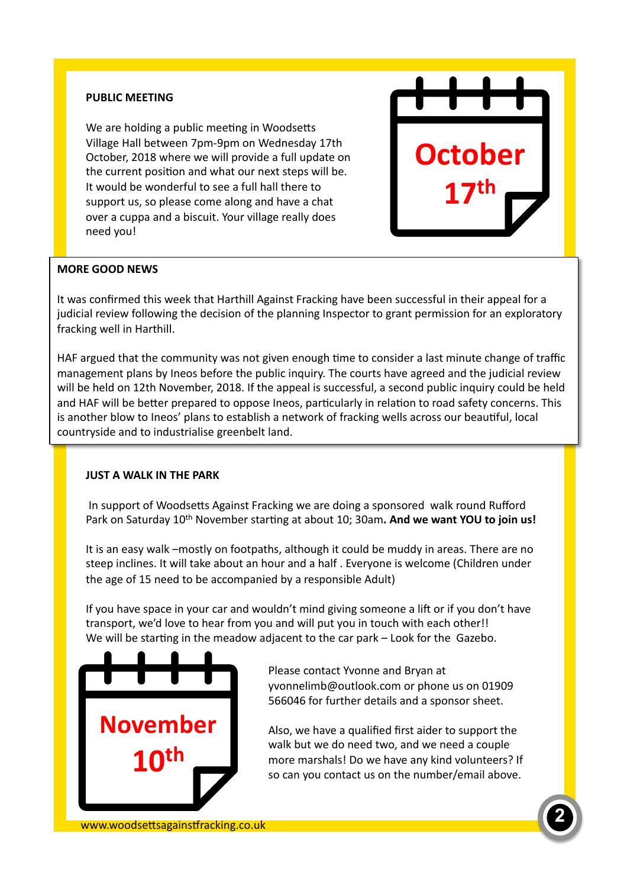## PUBLIC MEETING

We are holding a public meeting in Woodsetts Village Hall between 7pm-9pm on Wednesday 17th October, 2018 where we will provide a full update on the current position and what our next steps will be. It would be wonderful to see a full hall there to support us, so please come along and have a chat over a cuppa and a biscuit. Your village really does need you!

October
17th

## MORE GOOD NEWS

It was confirmed this week that Harthill Against Fracking have been successful in their appeal for a judicial review following the decision of the planning Inspector to grant permission for an exploratory fracking well in Harthill.

HAF argued that the community was not given enough time to consider a last minute change of traffic management plans by Ineos before the public inquiry. The courts have agreed and the judicial review will be held on 12th November, 2018. If the appeal is successful, a second public inquiry could be held and HAF will be better prepared to oppose Ineos, particularly in relation to road safety concerns. This is another blow to Ineos' plans to establish a network of fracking wells across our beautiful, local countryside and to industrialise greenbelt land.

## JUST A WALK IN THE PARK

In support of Woodsetts Against Fracking we are doing a sponsored walk round Rufford Park on Saturday 10th November starting at about 10; 30am**. And we want YOU to join us!**

It is an easy walk –mostly on footpaths, although it could be muddy in areas. There are no steep inclines. It will take about an hour and a half . Everyone is welcome (Children under the age of 15 need to be accompanied by a responsible Adult)

If you have space in your car and wouldn't mind giving someone a lift or if you don't have transport, we'd love to hear from you and will put you in touch with each other!!
We will be starting in the meadow adjacent to the car park – Look for the Gazebo.

November
10th

Please contact Yvonne and Bryan at yvonnelimb@outlook.com or phone us on 01909 566046 for further details and a sponsor sheet.

Also, we have a qualified first aider to support the walk but we do need two, and we need a couple more marshals! Do we have any kind volunteers? If so can you contact us on the number/email above.

www.woodsettsagainstfracking.co.uk